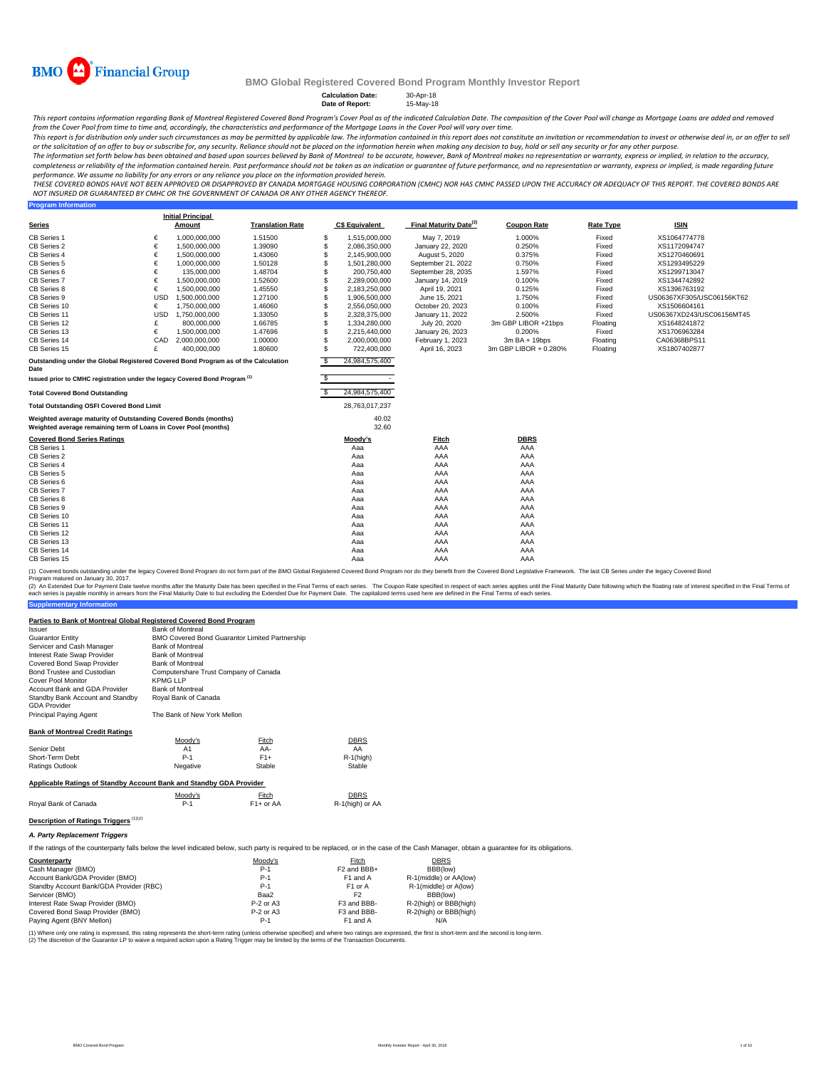# BMO Global Registered Covered Bond Program Monthly Investor Report

**Calculation Date:** 30-Apr-18
**Date of Report:** 15-May-18

*This report contains information regarding Bank of Montreal Registered Covered Bond Program's Cover Pool as of the indicated Calculation Date. The composition of the Cover Pool will change as Mortgage Loans are added and removed from the Cover Pool from time to time and, accordingly, the characteristics and performance of the Mortgage Loans in the Cover Pool will vary over time.*

*This report is for distribution only under such circumstances as may be permitted by applicable law. The information contained in this report does not constitute an invitation or recommendation to invest or otherwise deal in, or an offer to sell or the solicitation of an offer to buy or subscribe for, any security. Reliance should not be placed on the information herein when making any decision to buy, hold or sell any security or for any other purpose.*

*The information set forth below has been obtained and based upon sources believed by Bank of Montreal to be accurate, however, Bank of Montreal makes no representation or warranty, express or implied, in relation to the accuracy, completeness or reliability of the information contained herein. Past performance should not be taken as an indication or guarantee of future performance, and no representation or warranty, express or implied, is made regarding future performance. We assume no liability for any errors or any reliance you place on the information provided herein.*

*THESE COVERED BONDS HAVE NOT BEEN APPROVED OR DISAPPROVED BY CANADA MORTGAGE HOUSING CORPORATION (CMHC) NOR HAS CMHC PASSED UPON THE ACCURACY OR ADEQUACY OF THIS REPORT. THE COVERED BONDS ARE NOT INSURED OR GUARANTEED BY CMHC OR THE GOVERNMENT OF CANADA OR ANY OTHER AGENCY THEREOF.*

## Program Information

| Series | | Initial Principal Amount | Translation Rate | | C$ Equivalent | Final Maturity Date[(2)] | Coupon Rate | Rate Type | ISIN |
|---|---|---|---|---|---|---|---|---|---|
| CB Series 1 | € | 1,000,000,000 | 1.51500 | $ | 1,515,000,000 | May 7, 2019 | 1.000% | Fixed | XS1064774778 |
| CB Series 2 | € | 1,500,000,000 | 1.39090 | $ | 2,086,350,000 | January 22, 2020 | 0.250% | Fixed | XS1172094747 |
| CB Series 4 | € | 1,500,000,000 | 1.43060 | $ | 2,145,900,000 | August 5, 2020 | 0.375% | Fixed | XS1270460691 |
| CB Series 5 | € | 1,000,000,000 | 1.50128 | $ | 1,501,280,000 | September 21, 2022 | 0.750% | Fixed | XS1293495229 |
| CB Series 6 | € | 135,000,000 | 1.48704 | $ | 200,750,400 | September 28, 2035 | 1.597% | Fixed | XS1299713047 |
| CB Series 7 | € | 1,500,000,000 | 1.52600 | $ | 2,289,000,000 | January 14, 2019 | 0.100% | Fixed | XS1344742892 |
| CB Series 8 | € | 1,500,000,000 | 1.45550 | $ | 2,183,250,000 | April 19, 2021 | 0.125% | Fixed | XS1396763192 |
| CB Series 9 | USD | 1,500,000,000 | 1.27100 | $ | 1,906,500,000 | June 15, 2021 | 1.750% | Fixed | US06367XF305/USC06156KT62 |
| CB Series 10 | € | 1,750,000,000 | 1.46060 | $ | 2,556,050,000 | October 20, 2023 | 0.100% | Fixed | XS1506604161 |
| CB Series 11 | USD | 1,750,000,000 | 1.33050 | $ | 2,328,375,000 | January 11, 2022 | 2.500% | Fixed | US06367XD243/USC06156MT45 |
| CB Series 12 | £ | 800,000,000 | 1.66785 | $ | 1,334,280,000 | July 20, 2020 | 3m GBP LIBOR +21bps | Floating | XS1648241872 |
| CB Series 13 | € | 1,500,000,000 | 1.47696 | $ | 2,215,440,000 | January 26, 2023 | 0.200% | Fixed | XS1706963284 |
| CB Series 14 | CAD | 2,000,000,000 | 1.00000 | $ | 2,000,000,000 | February 1, 2023 | 3m BA + 19bps | Floating | CA06368BPS11 |
| CB Series 15 | £ | 400,000,000 | 1.80600 | $ | 722,400,000 | April 16, 2023 | 3m GBP LIBOR + 0.280% | Floating | XS1807402877 |

| | | |
|---|---|---|
| Outstanding under the Global Registered Covered Bond Program as of the Calculation Date | $ | 24,984,575,400 |
| Issued prior to CMHC registration under the legacy Covered Bond Program [(1)] | $ | - |
| Total Covered Bond Outstanding | $ | 24,984,575,400 |
| Total Outstanding OSFI Covered Bond Limit | | 28,763,017,237 |
| Weighted average maturity of Outstanding Covered Bonds (months) | | 40.02 |
| Weighted average remaining term of Loans in Cover Pool (months) | | 32.60 |

| Covered Bond Series Ratings | Moody's | Fitch | DBRS |
|---|---|---|---|
| CB Series 1 | Aaa | AAA | AAA |
| CB Series 2 | Aaa | AAA | AAA |
| CB Series 4 | Aaa | AAA | AAA |
| CB Series 5 | Aaa | AAA | AAA |
| CB Series 6 | Aaa | AAA | AAA |
| CB Series 7 | Aaa | AAA | AAA |
| CB Series 8 | Aaa | AAA | AAA |
| CB Series 9 | Aaa | AAA | AAA |
| CB Series 10 | Aaa | AAA | AAA |
| CB Series 11 | Aaa | AAA | AAA |
| CB Series 12 | Aaa | AAA | AAA |
| CB Series 13 | Aaa | AAA | AAA |
| CB Series 14 | Aaa | AAA | AAA |
| CB Series 15 | Aaa | AAA | AAA |

(1) Covered bonds outstanding under the legacy Covered Bond Program do not form part of the BMO Global Registered Covered Bond Program nor do they benefit from the Covered Bond Legislative Framework. The last CB Series under the legacy Covered Bond Program matured on January 30, 2017.

(2) An Extended Due for Payment Date twelve months after the Maturity Date has been specified in the Final Terms of each series. The Coupon Rate specified in respect of each series applies until the Final Maturity Date following which the floating rate of interest specified in the Final Terms of each series is payable monthly in arrears from the Final Maturity Date to but excluding the Extended Due for Payment Date. The capitalized terms used here are defined in the Final Terms of each series.

## Supplementary Information

### Parties to Bank of Montreal Global Registered Covered Bond Program

| | |
|---|---|
| Issuer | Bank of Montreal |
| Guarantor Entity | BMO Covered Bond Guarantor Limited Partnership |
| Servicer and Cash Manager | Bank of Montreal |
| Interest Rate Swap Provider | Bank of Montreal |
| Covered Bond Swap Provider | Bank of Montreal |
| Bond Trustee and Custodian | Computershare Trust Company of Canada |
| Cover Pool Monitor | KPMG LLP |
| Account Bank and GDA Provider | Bank of Montreal |
| Standby Bank Account and Standby GDA Provider | Royal Bank of Canada |
| Principal Paying Agent | The Bank of New York Mellon |

### Bank of Montreal Credit Ratings

| | Moody's | Fitch | DBRS |
|---|---|---|---|
| Senior Debt | A1 | AA- | AA |
| Short-Term Debt | P-1 | F1+ | R-1(high) |
| Ratings Outlook | Negative | Stable | Stable |

### Applicable Ratings of Standby Account Bank and Standby GDA Provider

| | Moody's | Fitch | DBRS |
|---|---|---|---|
| Royal Bank of Canada | P-1 | F1+ or AA | R-1(high) or AA |

### Description of Ratings Triggers [(1)(2)]

#### *A. Party Replacement Triggers*

If the ratings of the counterparty falls below the level indicated below, such party is required to be replaced, or in the case of the Cash Manager, obtain a guarantee for its obligations.

| Counterparty | Moody's | Fitch | DBRS |
|---|---|---|---|
| Cash Manager (BMO) | P-1 | F2 and BBB+ | BBB(low) |
| Account Bank/GDA Provider (BMO) | P-1 | F1 and A | R-1(middle) or AA(low) |
| Standby Account Bank/GDA Provider (RBC) | P-1 | F1 or A | R-1(middle) or A(low) |
| Servicer (BMO) | Baa2 | F2 | BBB(low) |
| Interest Rate Swap Provider (BMO) | P-2 or A3 | F3 and BBB- | R-2(high) or BBB(high) |
| Covered Bond Swap Provider (BMO) | P-2 or A3 | F3 and BBB- | R-2(high) or BBB(high) |
| Paying Agent (BNY Mellon) | P-1 | F1 and A | N/A |

(1) Where only one rating is expressed, this rating represents the short-term rating (unless otherwise specified) and where two ratings are expressed, the first is short-term and the second is long-term.
(2) The discretion of the Guarantor LP to waive a required action upon a Rating Trigger may be limited by the terms of the Transaction Documents.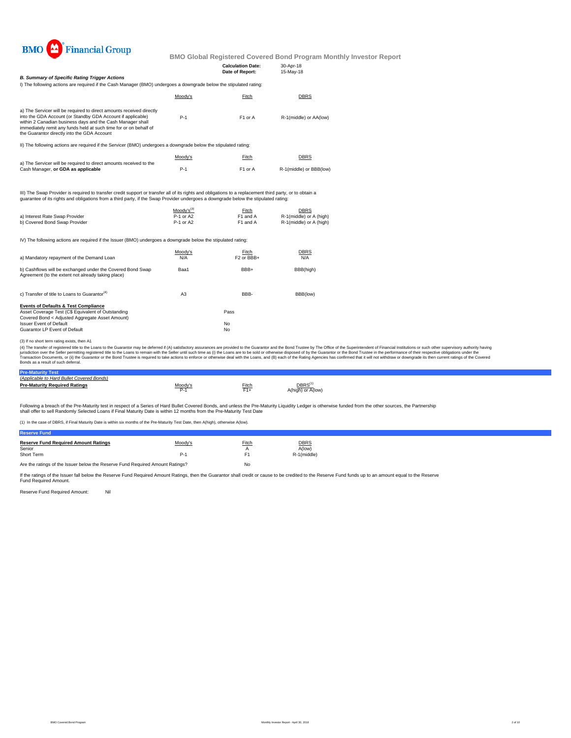BMO Financial Group

# BMO Global Registered Covered Bond Program Monthly Investor Report

**Calculation Date:** 30-Apr-18
**Date of Report:** 15-May-18

***B. Summary of Specific Rating Trigger Actions***

I) The following actions are required if the Cash Manager (BMO) undergoes a downgrade below the stipulated rating:

| | Moody's | Fitch | DBRS |
|---|---|---|---|
| a) The Servicer will be required to direct amounts received directly into the GDA Account (or Standby GDA Account if applicable) within 2 Canadian business days and the Cash Manager shall immediately remit any funds held at such time for or on behalf of the Guarantor directly into the GDA Account | P-1 | F1 or A | R-1(middle) or AA(low) |

II) The following actions are required if the Servicer (BMO) undergoes a downgrade below the stipulated rating:

| | Moody's | Fitch | DBRS |
|---|---|---|---|
| a) The Servicer will be required to direct amounts received to the Cash Manager, **or GDA as applicable** | P-1 | F1 or A | R-1(middle) or BBB(low) |

III) The Swap Provider is required to transfer credit support or transfer all of its rights and obligations to a replacement third party, or to obtain a guarantee of its rights and obligations from a third party, if the Swap Provider undergoes a downgrade below the stipulated rating:

| | Moody's[3] | Fitch | DBRS |
|---|---|---|---|
| a) Interest Rate Swap Provider | P-1 or A2 | F1 and A | R-1(middle) or A (high) |
| b) Covered Bond Swap Provider | P-1 or A2 | F1 and A | R-1(middle) or A (high) |

IV) The following actions are required if the Issuer (BMO) undergoes a downgrade below the stipulated rating:

| | Moody's | Fitch | DBRS |
|---|---|---|---|
| a) Mandatory repayment of the Demand Loan | N/A | F2 or BBB+ | N/A |
| b) Cashflows will be exchanged under the Covered Bond Swap Agreement (to the extent not already taking place) | Baa1 | BBB+ | BBB(high) |
| c) Transfer of title to Loans to Guarantor[4] | A3 | BBB- | BBB(low) |

**Events of Defaults & Test Compliance**

| | |
|---|---|
| Asset Coverage Test (C$ Equivalent of Outstanding Covered Bond < Adjusted Aggregate Asset Amount) | Pass |
| Issuer Event of Default | No |
| Guarantor LP Event of Default | No |

(3) If no short term rating exists, then A1

(4) The transfer of registered title to the Loans to the Guarantor may be deferred if (A) satisfactory assurances are provided to the Guarantor and the Bond Trustee by The Office of the Superintendent of Financial Institutions or such other supervisory authority having jurisdiction over the Seller permitting registered title to the Loans to remain with the Seller until such time as (i) the Loans are to be sold or otherwise disposed of by the Guarantor or the Bond Trustee in the performance of their respective obligations under the Transaction Documents, or (ii) the Guarantor or the Bond Trustee is required to take actions to enforce or otherwise deal with the Loans, and (B) each of the Rating Agencies has confirmed that it will not withdraw or downgrade its then current ratings of the Covered Bonds as a result of such deferral.

## Pre-Maturity Test

*(Applicable to Hard Bullet Covered Bonds)*

| **Pre-Maturity Required Ratings** | Moody's | Fitch | DBRS[1] |
|---|---|---|---|
| | P-1 | F1+ | A(high) or A(low) |

Following a breach of the Pre-Maturity test in respect of a Series of Hard Bullet Covered Bonds, and unless the Pre-Maturity Liquidity Ledger is otherwise funded from the other sources, the Partnership shall offer to sell Randomly Selected Loans if Final Maturity Date is within 12 months from the Pre-Maturity Test Date

(1) In the case of DBRS, if Final Maturity Date is within six months of the Pre-Maturity Test Date, then A(high), otherwise A(low).

## Reserve Fund

| **Reserve Fund Required Amount Ratings** | Moody's | Fitch | DBRS |
|---|---|---|---|
| Senior | | A | A(low) |
| Short Term | P-1 | F1 | R-1(middle) |

Are the ratings of the Issuer below the Reserve Fund Required Amount Ratings? No

If the ratings of the Issuer fall below the Reserve Fund Required Amount Ratings, then the Guarantor shall credit or cause to be credited to the Reserve Fund funds up to an amount equal to the Reserve Fund Required Amount.

Reserve Fund Required Amount: Nil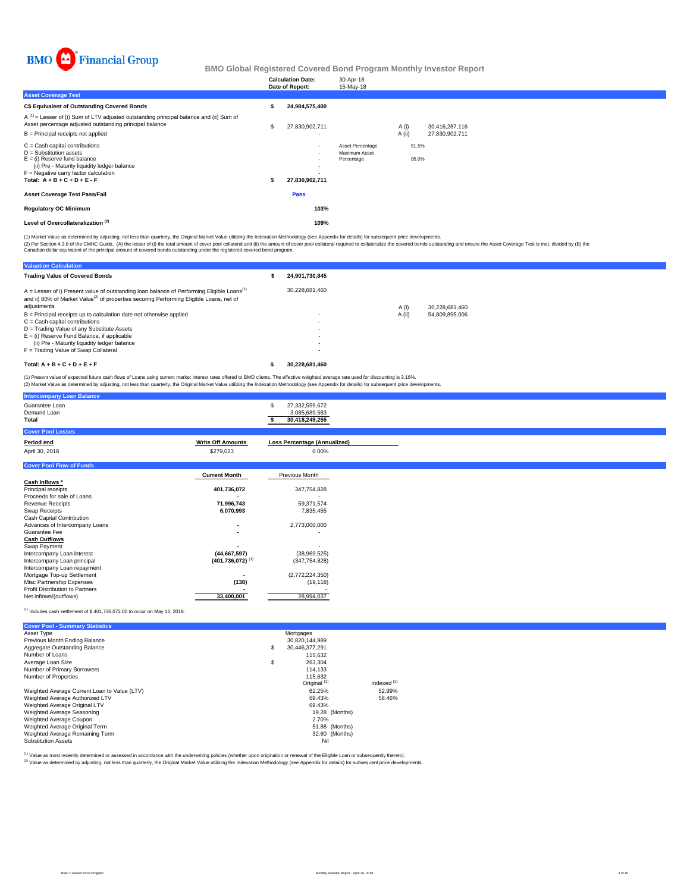BMO Financial Group

## BMO Global Registered Covered Bond Program Monthly Investor Report

| | |
|---|---|
| **Calculation Date:** | 30-Apr-18 |
| **Date of Report:** | 15-May-18 |

### Asset Coverage Test

| | | | | |
|---|---|---|---|---|
| **C$ Equivalent of Outstanding Covered Bonds** | **$ 24,984,575,400** | | | |
| A [1] = Lesser of (i) Sum of LTV adjusted outstanding principal balance and (ii) Sum of Asset percentage adjusted outstanding principal balance | $ 27,830,902,711 | | A (i) | 30,416,287,116 |
| B = Principal receipts not applied | - | | A (ii) | 27,830,902,711 |
| C = Cash capital contributions | - | Asset Percentage | 91.5% | |
| D = Substitution assets | - | Maximum Asset Percentage | 95.0% | |
| E = (i) Reserve fund balance | - | | | |
| (ii) Pre - Maturity liquidity ledger balance | - | | | |
| F = Negative carry factor calculation | - | | | |
| **Total: A + B + C + D + E - F** | **$ 27,830,902,711** | | | |
| **Asset Coverage Test Pass/Fail** | **Pass** | | | |
| **Regulatory OC Minimum** | **103%** | | | |
| **Level of Overcollateralization [2]** | **109%** | | | |

(1) Market Value as determined by adjusting, not less than quarterly, the Original Market Value utilizing the Indexation Methodology (see Appendix for details) for subsequent price developments.
(2) Per Section 4.3.8 of the CMHC Guide, (A) the lesser of (i) the total amount of cover pool collateral and (ii) the amount of cover pool collateral required to collateralize the covered bonds outstanding and ensure the Asset Coverage Test is met, divided by (B) the Canadian dollar equivalent of the principal amount of covered bonds outstanding under the registered covered bond program.

### Valuation Calculation

| | | | |
|---|---|---|---|
| **Trading Value of Covered Bonds** | **$ 24,901,730,845** | | |
| A = Lesser of i) Present value of outstanding loan balance of Performing Eligible Loans[1] and ii) 80% of Market Value[2] of properties securing Performing Eligible Loans, net of adjustments | 30,228,681,460 | A (i) | 30,228,681,460 |
| B = Principal receipts up to calculation date not otherwise applied | - | A (ii) | 54,809,895,006 |
| C = Cash capital contributions | - | | |
| D = Trading Value of any Substitute Assets | - | | |
| E = (i) Reserve Fund Balance, if applicable | - | | |
| (ii) Pre - Maturity liquidity ledger balance | - | | |
| F = Trading Value of Swap Collateral | - | | |
| **Total: A + B + C + D + E + F** | **$ 30,228,681,460** | | |

(1) Present value of expected future cash flows of Loans using current market interest rates offered to BMO clients. The effective weighted average rate used for discounting is 3.16%.
(2) Market Value as determined by adjusting, not less than quarterly, the Original Market Value utilizing the Indexation Methodology (see Appendix for details) for subsequent price developments.

### Intercompany Loan Balance

| | |
|---|---|
| Guarantee Loan | $ 27,332,559,672 |
| Demand Loan | 3,085,689,583 |
| **Total** | **$ 30,418,249,255** |

### Cover Pool Losses

| **Period end** | **Write Off Amounts** | **Loss Percentage (Annualized)** |
|---|---|---|
| April 30, 2018 | $279,023 | 0.00% |

### Cover Pool Flow of Funds

| | **Current Month** | Previous Month |
|---|---|---|
| **Cash Inflows *** | | |
| Principal receipts | **401,736,072** | 347,754,828 |
| Proceeds for sale of Loans | **-** | - |
| Revenue Receipts | **71,996,743** | 59,371,574 |
| Swap Receipts | **6,070,993** | 7,835,455 |
| Cash Capital Contribution | | |
| Advances of Intercompany Loans | **-** | 2,773,000,000 |
| Guarantee Fee | **-** | - |
| **Cash Outflows** | | |
| Swap Payment | **-** | - |
| Intercompany Loan interest | **(44,667,597)** | (38,969,525) |
| Intercompany Loan principal | **(401,736,072)** [1] | (347,754,828) |
| Intercompany Loan repayment | | |
| Mortgage Top-up Settlement | **-** | (2,772,224,350) |
| Misc Partnership Expenses | **(138)** | (19,118) |
| Profit Distribution to Partners | **-** | - |
| Net inflows/(outflows) | **33,400,001** | 28,994,037 |

(1) Includes cash settlement of $ 401,736,072.00 to occur on May 16, 2018.

### Cover Pool - Summary Statistics

| | | |
|---|---|---|
| Asset Type | Mortgages | |
| Previous Month Ending Balance | 30,820,144,989 | |
| Aggregate Outstanding Balance | $ 30,446,377,291 | |
| Number of Loans | 115,632 | |
| Average Loan Size | $ 263,304 | |
| Number of Primary Borrowers | 114,133 | |
| Number of Properties | 115,632 | |
| | Original [1] | Indexed [2] |
| Weighted Average Current Loan to Value (LTV) | 62.25% | 52.99% |
| Weighted Average Authorized LTV | 69.43% | 58.46% |
| Weighted Average Original LTV | 69.43% | |
| Weighted Average Seasoning | 19.28 (Months) | |
| Weighted Average Coupon | 2.70% | |
| Weighted Average Original Term | 51.88 (Months) | |
| Weighted Average Remaining Term | 32.60 (Months) | |
| Substitution Assets | Nil | |

(1) Value as most recently determined or assessed in accordance with the underwriting policies (whether upon origination or renewal of the Eligible Loan or subsequently thereto).
(2) Value as determined by adjusting, not less than quarterly, the Original Market Value utilizing the Indexation Methodology (see Appendix for details) for subsequent price developments.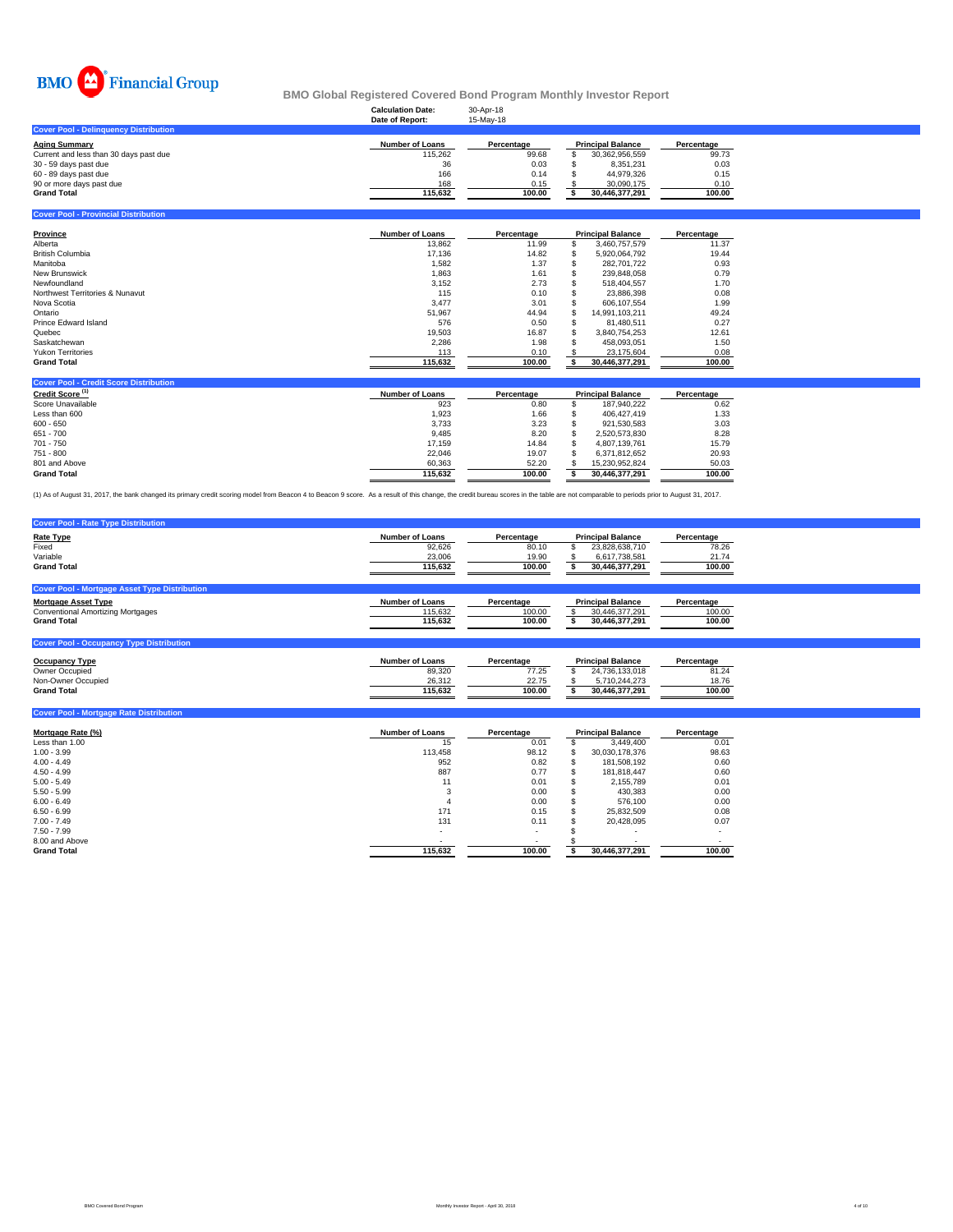BMO Financial Group

# BMO Global Registered Covered Bond Program Monthly Investor Report

**Calculation Date:** 30-Apr-18
**Date of Report:** 15-May-18

## Cover Pool - Delinquency Distribution

| Aging Summary | Number of Loans | Percentage | Principal Balance | Percentage |
|---|---|---|---|---|
| Current and less than 30 days past due | 115,262 | 99.68 | $ 30,362,956,559 | 99.73 |
| 30 - 59 days past due | 36 | 0.03 | $ 8,351,231 | 0.03 |
| 60 - 89 days past due | 166 | 0.14 | $ 44,979,326 | 0.15 |
| 90 or more days past due | 168 | 0.15 | $ 30,090,175 | 0.10 |
| **Grand Total** | **115,632** | **100.00** | **$ 30,446,377,291** | **100.00** |

## Cover Pool - Provincial Distribution

| Province | Number of Loans | Percentage | Principal Balance | Percentage |
|---|---|---|---|---|
| Alberta | 13,862 | 11.99 | $ 3,460,757,579 | 11.37 |
| British Columbia | 17,136 | 14.82 | $ 5,920,064,792 | 19.44 |
| Manitoba | 1,582 | 1.37 | $ 282,701,722 | 0.93 |
| New Brunswick | 1,863 | 1.61 | $ 239,848,058 | 0.79 |
| Newfoundland | 3,152 | 2.73 | $ 518,404,557 | 1.70 |
| Northwest Territories & Nunavut | 115 | 0.10 | $ 23,886,398 | 0.08 |
| Nova Scotia | 3,477 | 3.01 | $ 606,107,554 | 1.99 |
| Ontario | 51,967 | 44.94 | $ 14,991,103,211 | 49.24 |
| Prince Edward Island | 576 | 0.50 | $ 81,480,511 | 0.27 |
| Quebec | 19,503 | 16.87 | $ 3,840,754,253 | 12.61 |
| Saskatchewan | 2,286 | 1.98 | $ 458,093,051 | 1.50 |
| Yukon Territories | 113 | 0.10 | $ 23,175,604 | 0.08 |
| **Grand Total** | **115,632** | **100.00** | **$ 30,446,377,291** | **100.00** |

## Cover Pool - Credit Score Distribution

| Credit Score [1] | Number of Loans | Percentage | Principal Balance | Percentage |
|---|---|---|---|---|
| Score Unavailable | 923 | 0.80 | $ 187,940,222 | 0.62 |
| Less than 600 | 1,923 | 1.66 | $ 406,427,419 | 1.33 |
| 600 - 650 | 3,733 | 3.23 | $ 921,530,583 | 3.03 |
| 651 - 700 | 9,485 | 8.20 | $ 2,520,573,830 | 8.28 |
| 701 - 750 | 17,159 | 14.84 | $ 4,807,139,761 | 15.79 |
| 751 - 800 | 22,046 | 19.07 | $ 6,371,812,652 | 20.93 |
| 801 and Above | 60,363 | 52.20 | $ 15,230,952,824 | 50.03 |
| **Grand Total** | **115,632** | **100.00** | **$ 30,446,377,291** | **100.00** |

(1) As of August 31, 2017, the bank changed its primary credit scoring model from Beacon 4 to Beacon 9 score. As a result of this change, the credit bureau scores in the table are not comparable to periods prior to August 31, 2017.

## Cover Pool - Rate Type Distribution

| Rate Type | Number of Loans | Percentage | Principal Balance | Percentage |
|---|---|---|---|---|
| Fixed | 92,626 | 80.10 | $ 23,828,638,710 | 78.26 |
| Variable | 23,006 | 19.90 | $ 6,617,738,581 | 21.74 |
| **Grand Total** | **115,632** | **100.00** | **$ 30,446,377,291** | **100.00** |

## Cover Pool - Mortgage Asset Type Distribution

| Mortgage Asset Type | Number of Loans | Percentage | Principal Balance | Percentage |
|---|---|---|---|---|
| Conventional Amortizing Mortgages | 115,632 | 100.00 | $ 30,446,377,291 | 100.00 |
| **Grand Total** | **115,632** | **100.00** | **$ 30,446,377,291** | **100.00** |

## Cover Pool - Occupancy Type Distribution

| Occupancy Type | Number of Loans | Percentage | Principal Balance | Percentage |
|---|---|---|---|---|
| Owner Occupied | 89,320 | 77.25 | $ 24,736,133,018 | 81.24 |
| Non-Owner Occupied | 26,312 | 22.75 | $ 5,710,244,273 | 18.76 |
| **Grand Total** | **115,632** | **100.00** | **$ 30,446,377,291** | **100.00** |

## Cover Pool - Mortgage Rate Distribution

| Mortgage Rate (%) | Number of Loans | Percentage | Principal Balance | Percentage |
|---|---|---|---|---|
| Less than 1.00 | 15 | 0.01 | $ 3,449,400 | 0.01 |
| 1.00 - 3.99 | 113,458 | 98.12 | $ 30,030,178,376 | 98.63 |
| 4.00 - 4.49 | 952 | 0.82 | $ 181,508,192 | 0.60 |
| 4.50 - 4.99 | 887 | 0.77 | $ 181,818,447 | 0.60 |
| 5.00 - 5.49 | 11 | 0.01 | $ 2,155,789 | 0.01 |
| 5.50 - 5.99 | 3 | 0.00 | $ 430,383 | 0.00 |
| 6.00 - 6.49 | 4 | 0.00 | $ 576,100 | 0.00 |
| 6.50 - 6.99 | 171 | 0.15 | $ 25,832,509 | 0.08 |
| 7.00 - 7.49 | 131 | 0.11 | $ 20,428,095 | 0.07 |
| 7.50 - 7.99 | - | - | $ - | - |
| 8.00 and Above | - | - | $ - | - |
| **Grand Total** | **115,632** | **100.00** | **$ 30,446,377,291** | **100.00** |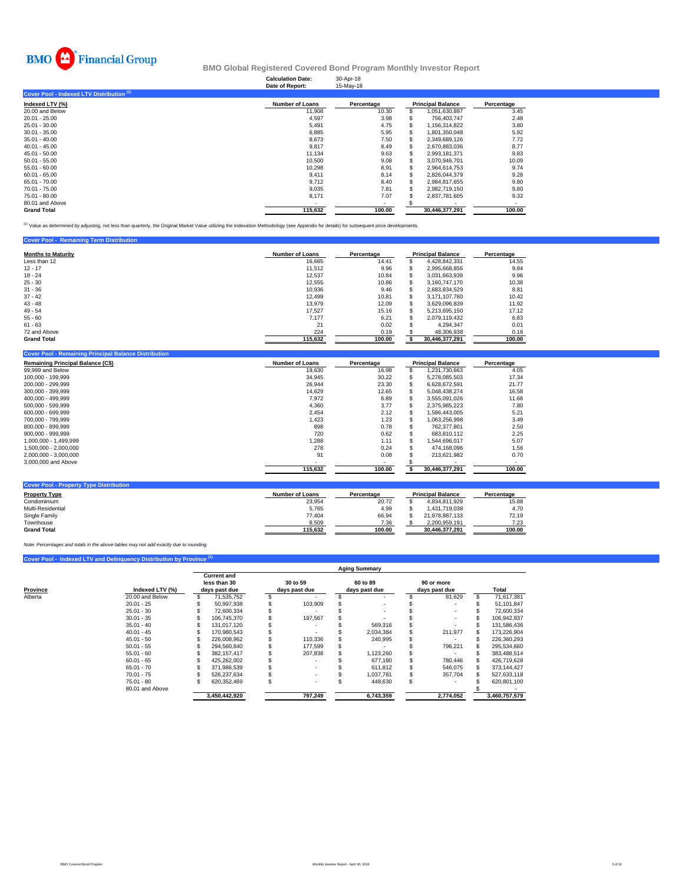# BMO Financial Group

## BMO Global Registered Covered Bond Program Monthly Investor Report

**Calculation Date:** 30-Apr-18
**Date of Report:** 15-May-18

### Cover Pool - Indexed LTV Distribution [1]

| Indexed LTV (%) | Number of Loans | Percentage | Principal Balance | Percentage |
|---|---|---|---|---|
| 20.00 and Below | 11,908 | 10.30 | $ 1,051,630,897 | 3.45 |
| 20.01 - 25.00 | 4,597 | 3.98 | $ 756,403,747 | 2.48 |
| 25.01 - 30.00 | 5,491 | 4.75 | $ 1,156,314,822 | 3.80 |
| 30.01 - 35.00 | 6,885 | 5.95 | $ 1,801,350,048 | 5.92 |
| 35.01 - 40.00 | 8,673 | 7.50 | $ 2,349,689,126 | 7.72 |
| 40.01 - 45.00 | 9,817 | 8.49 | $ 2,670,883,036 | 8.77 |
| 45.01 - 50.00 | 11,134 | 9.63 | $ 2,993,181,371 | 9.83 |
| 50.01 - 55.00 | 10,500 | 9.08 | $ 3,070,946,701 | 10.09 |
| 55.01 - 60.00 | 10,298 | 8.91 | $ 2,964,614,753 | 9.74 |
| 60.01 - 65.00 | 9,411 | 8.14 | $ 2,826,044,379 | 9.28 |
| 65.01 - 70.00 | 9,712 | 8.40 | $ 2,984,817,655 | 9.80 |
| 70.01 - 75.00 | 9,035 | 7.81 | $ 2,982,719,150 | 9.80 |
| 75.01 - 80.00 | 8,171 | 7.07 | $ 2,837,781,605 | 9.32 |
| 80.01 and Above | - | - | $ - | - |
| **Grand Total** | **115,632** | **100.00** | **30,446,377,291** | **100.00** |

[1] Value as determined by adjusting, not less than quarterly, the Original Market Value utilizing the Indexation Methodology (see Appendix for details) for subsequent price developments.

### Cover Pool - Remaining Term Distribution

| Months to Maturity | Number of Loans | Percentage | Principal Balance | Percentage |
|---|---|---|---|---|
| Less than 12 | 16,665 | 14.41 | $ 4,428,842,331 | 14.55 |
| 12 - 17 | 11,512 | 9.96 | $ 2,995,668,856 | 9.84 |
| 18 - 24 | 12,537 | 10.84 | $ 3,031,663,939 | 9.96 |
| 25 - 30 | 12,555 | 10.86 | $ 3,160,747,170 | 10.38 |
| 31 - 36 | 10,936 | 9.46 | $ 2,683,834,529 | 8.81 |
| 37 - 42 | 12,499 | 10.81 | $ 3,171,107,760 | 10.42 |
| 43 - 48 | 13,979 | 12.09 | $ 3,629,096,839 | 11.92 |
| 49 - 54 | 17,527 | 15.16 | $ 5,213,695,150 | 17.12 |
| 55 - 60 | 7,177 | 6.21 | $ 2,079,119,432 | 6.83 |
| 61 - 63 | 21 | 0.02 | $ 4,294,347 | 0.01 |
| 72 and Above | 224 | 0.19 | $ 48,306,938 | 0.16 |
| **Grand Total** | **115,632** | **100.00** | **$ 30,446,377,291** | **100.00** |

### Cover Pool - Remaining Principal Balance Distribution

| Remaining Principal Balance (C$) | Number of Loans | Percentage | Principal Balance | Percentage |
|---|---|---|---|---|
| 99,999 and Below | 19,630 | 16.98 | $ 1,231,730,663 | 4.05 |
| 100,000 - 199,999 | 34,945 | 30.22 | $ 5,278,085,503 | 17.34 |
| 200,000 - 299,999 | 26,944 | 23.30 | $ 6,628,672,591 | 21.77 |
| 300,000 - 399,999 | 14,629 | 12.65 | $ 5,048,438,274 | 16.58 |
| 400,000 - 499,999 | 7,972 | 6.89 | $ 3,555,091,026 | 11.68 |
| 500,000 - 599,999 | 4,360 | 3.77 | $ 2,375,985,223 | 7.80 |
| 600,000 - 699,999 | 2,454 | 2.12 | $ 1,586,443,005 | 5.21 |
| 700,000 - 799,999 | 1,423 | 1.23 | $ 1,063,256,998 | 3.49 |
| 800,000 - 899,999 | 898 | 0.78 | $ 762,377,801 | 2.50 |
| 900,000 - 999,999 | 720 | 0.62 | $ 683,810,112 | 2.25 |
| 1,000,000 - 1,499,999 | 1,288 | 1.11 | $ 1,544,696,017 | 5.07 |
| 1,500,000 - 2,000,000 | 278 | 0.24 | $ 474,168,096 | 1.56 |
| 2,000,000 - 3,000,000 | 91 | 0.08 | $ 213,621,982 | 0.70 |
| 3,000,000 and Above | - | - | $ - | - |
| | **115,632** | **100.00** | **$ 30,446,377,291** | **100.00** |

### Cover Pool - Property Type Distribution

| Property Type | Number of Loans | Percentage | Principal Balance | Percentage |
|---|---|---|---|---|
| Condominium | 23,954 | 20.72 | $ 4,834,811,929 | 15.88 |
| Multi-Residential | 5,765 | 4.99 | $ 1,431,719,038 | 4.70 |
| Single Family | 77,404 | 66.94 | $ 21,978,887,133 | 72.19 |
| Townhouse | 8,509 | 7.36 | $ 2,200,959,191 | 7.23 |
| **Grand Total** | **115,632** | **100.00** | **30,446,377,291** | **100.00** |

*Note: Percentages and totals in the above tables may not add exactly due to rounding.*

### Cover Pool - Indexed LTV and Delinquency Distribution by Province [1]

| | | Aging Summary | | | | |
|---|---|---|---|---|---|---|
| Province | Indexed LTV (%) | Current and less than 30 days past due | 30 to 59 days past due | 60 to 89 days past due | 90 or more days past due | Total |
| Alberta | 20.00 and Below | $ 71,535,752 | $ - | $ - | $ 81,629 | $ 71,617,381 |
| | 20.01 - 25 | $ 50,997,938 | $ 103,909 | $ - | $ - | $ 51,101,847 |
| | 25.01 - 30 | $ 72,600,334 | $ - | $ - | $ - | $ 72,600,334 |
| | 30.01 - 35 | $ 106,745,370 | $ 197,567 | $ - | $ - | $ 106,942,937 |
| | 35.01 - 40 | $ 131,017,120 | $ - | $ 569,316 | $ - | $ 131,586,436 |
| | 40.01 - 45 | $ 170,980,543 | $ - | $ 2,034,384 | $ 211,977 | $ 173,226,904 |
| | 45.01 - 50 | $ 226,008,962 | $ 110,336 | $ 240,995 | $ - | $ 226,360,293 |
| | 50.01 - 55 | $ 294,560,840 | $ 177,599 | $ - | $ 796,221 | $ 295,534,660 |
| | 55.01 - 60 | $ 382,157,417 | $ 207,838 | $ 1,123,260 | $ - | $ 383,488,514 |
| | 60.01 - 65 | $ 425,262,002 | $ - | $ 677,180 | $ 780,446 | $ 426,719,628 |
| | 65.01 - 70 | $ 371,986,539 | $ - | $ 611,812 | $ 546,075 | $ 373,144,427 |
| | 70.01 - 75 | $ 526,237,634 | $ - | $ 1,037,781 | $ 357,704 | $ 527,633,118 |
| | 75.01 - 80 | $ 620,352,469 | $ - | $ 448,630 | $ - | $ 620,801,100 |
| | 80.01 and Above | | | | | $ - |
| | | **3,450,442,920** | **797,249** | **6,743,359** | **2,774,052** | **3,460,757,579** |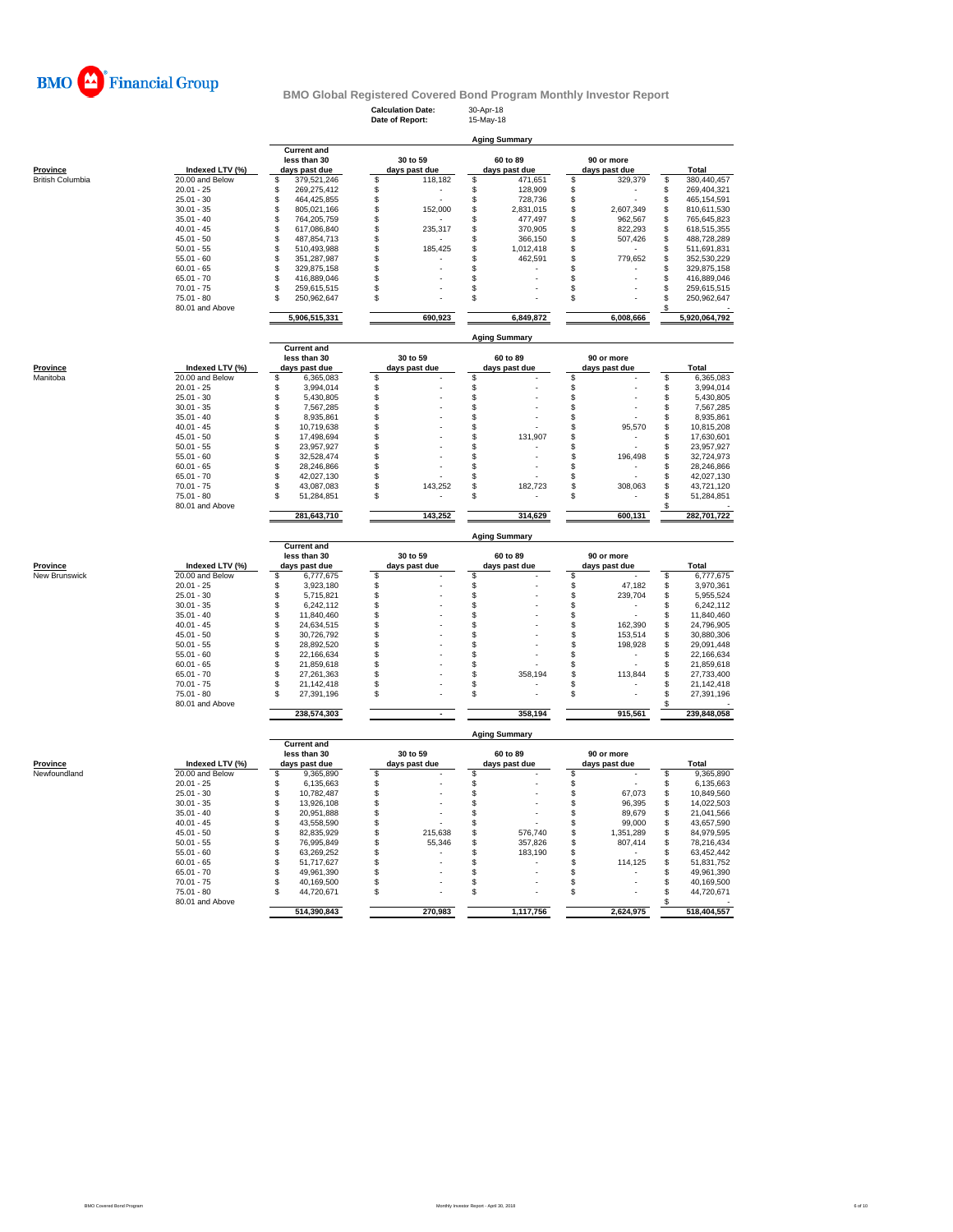# BMO Financial Group

## BMO Global Registered Covered Bond Program Monthly Investor Report

**Calculation Date:** 30-Apr-18
**Date of Report:** 15-May-18

### Aging Summary

| Province | Indexed LTV (%) | Current and less than 30 days past due | 30 to 59 days past due | 60 to 89 days past due | 90 or more days past due | Total |
|---|---|---|---|---|---|---|
| British Columbia | 20.00 and Below | $ 379,521,246 | $ 118,182 | $ 471,651 | $ 329,379 | $ 380,440,457 |
| | 20.01 - 25 | $ 269,275,412 | $ - | $ 128,909 | $ - | $ 269,404,321 |
| | 25.01 - 30 | $ 464,425,855 | $ - | $ 728,736 | $ - | $ 465,154,591 |
| | 30.01 - 35 | $ 805,021,166 | $ 152,000 | $ 2,831,015 | $ 2,607,349 | $ 810,611,530 |
| | 35.01 - 40 | $ 764,205,759 | $ - | $ 477,497 | $ 962,567 | $ 765,645,823 |
| | 40.01 - 45 | $ 617,086,840 | $ 235,317 | $ 370,905 | $ 822,293 | $ 618,515,355 |
| | 45.01 - 50 | $ 487,854,713 | $ - | $ 366,150 | $ 507,426 | $ 488,728,289 |
| | 50.01 - 55 | $ 510,493,988 | $ 185,425 | $ 1,012,418 | $ - | $ 511,691,831 |
| | 55.01 - 60 | $ 351,287,987 | $ - | $ 462,591 | $ 779,652 | $ 352,530,229 |
| | 60.01 - 65 | $ 329,875,158 | $ - | $ - | $ - | $ 329,875,158 |
| | 65.01 - 70 | $ 416,889,046 | $ - | $ - | $ - | $ 416,889,046 |
| | 70.01 - 75 | $ 259,615,515 | $ - | $ - | $ - | $ 259,615,515 |
| | 75.01 - 80 | $ 250,962,647 | $ - | $ - | $ - | $ 250,962,647 |
| | 80.01 and Above | | | | | $ - |
| | | 5,906,515,331 | 690,923 | 6,849,872 | 6,008,666 | 5,920,064,792 |

### Aging Summary

| Province | Indexed LTV (%) | Current and less than 30 days past due | 30 to 59 days past due | 60 to 89 days past due | 90 or more days past due | Total |
|---|---|---|---|---|---|---|
| Manitoba | 20.00 and Below | $ 6,365,083 | $ - | $ - | $ - | $ 6,365,083 |
| | 20.01 - 25 | $ 3,994,014 | $ - | $ - | $ - | $ 3,994,014 |
| | 25.01 - 30 | $ 5,430,805 | $ - | $ - | $ - | $ 5,430,805 |
| | 30.01 - 35 | $ 7,567,285 | $ - | $ - | $ - | $ 7,567,285 |
| | 35.01 - 40 | $ 8,935,861 | $ - | $ - | $ - | $ 8,935,861 |
| | 40.01 - 45 | $ 10,719,638 | $ - | $ - | $ 95,570 | $ 10,815,208 |
| | 45.01 - 50 | $ 17,498,694 | $ - | $ 131,907 | $ - | $ 17,630,601 |
| | 50.01 - 55 | $ 23,957,927 | $ - | $ - | $ - | $ 23,957,927 |
| | 55.01 - 60 | $ 32,528,474 | $ - | $ - | $ 196,498 | $ 32,724,973 |
| | 60.01 - 65 | $ 28,246,866 | $ - | $ - | $ - | $ 28,246,866 |
| | 65.01 - 70 | $ 42,027,130 | $ - | $ - | $ - | $ 42,027,130 |
| | 70.01 - 75 | $ 43,087,083 | $ 143,252 | $ 182,723 | $ 308,063 | $ 43,721,120 |
| | 75.01 - 80 | $ 51,284,851 | $ - | $ - | $ - | $ 51,284,851 |
| | 80.01 and Above | | | | | $ - |
| | | 281,643,710 | 143,252 | 314,629 | 600,131 | 282,701,722 |

### Aging Summary

| Province | Indexed LTV (%) | Current and less than 30 days past due | 30 to 59 days past due | 60 to 89 days past due | 90 or more days past due | Total |
|---|---|---|---|---|---|---|
| New Brunswick | 20.00 and Below | $ 6,777,675 | $ - | $ - | $ - | $ 6,777,675 |
| | 20.01 - 25 | $ 3,923,180 | $ - | $ - | $ 47,182 | $ 3,970,361 |
| | 25.01 - 30 | $ 5,715,821 | $ - | $ - | $ 239,704 | $ 5,955,524 |
| | 30.01 - 35 | $ 6,242,112 | $ - | $ - | $ - | $ 6,242,112 |
| | 35.01 - 40 | $ 11,840,460 | $ - | $ - | $ - | $ 11,840,460 |
| | 40.01 - 45 | $ 24,634,515 | $ - | $ - | $ 162,390 | $ 24,796,905 |
| | 45.01 - 50 | $ 30,726,792 | $ - | $ - | $ 153,514 | $ 30,880,306 |
| | 50.01 - 55 | $ 28,892,520 | $ - | $ - | $ 198,928 | $ 29,091,448 |
| | 55.01 - 60 | $ 22,166,634 | $ - | $ - | $ - | $ 22,166,634 |
| | 60.01 - 65 | $ 21,859,618 | $ - | $ - | $ - | $ 21,859,618 |
| | 65.01 - 70 | $ 27,261,363 | $ - | $ 358,194 | $ 113,844 | $ 27,733,400 |
| | 70.01 - 75 | $ 21,142,418 | $ - | $ - | $ - | $ 21,142,418 |
| | 75.01 - 80 | $ 27,391,196 | $ - | $ - | $ - | $ 27,391,196 |
| | 80.01 and Above | | | | | $ - |
| | | 238,574,303 | - | 358,194 | 915,561 | 239,848,058 |

### Aging Summary

| Province | Indexed LTV (%) | Current and less than 30 days past due | 30 to 59 days past due | 60 to 89 days past due | 90 or more days past due | Total |
|---|---|---|---|---|---|---|
| Newfoundland | 20.00 and Below | $ 9,365,890 | $ - | $ - | $ - | $ 9,365,890 |
| | 20.01 - 25 | $ 6,135,663 | $ - | $ - | $ - | $ 6,135,663 |
| | 25.01 - 30 | $ 10,782,487 | $ - | $ - | $ 67,073 | $ 10,849,560 |
| | 30.01 - 35 | $ 13,926,108 | $ - | $ - | $ 96,395 | $ 14,022,503 |
| | 35.01 - 40 | $ 20,951,888 | $ - | $ - | $ 89,679 | $ 21,041,566 |
| | 40.01 - 45 | $ 43,558,590 | $ - | $ - | $ 99,000 | $ 43,657,590 |
| | 45.01 - 50 | $ 82,835,929 | $ 215,638 | $ 576,740 | $ 1,351,289 | $ 84,979,595 |
| | 50.01 - 55 | $ 76,995,849 | $ 55,346 | $ 357,826 | $ 807,414 | $ 78,216,434 |
| | 55.01 - 60 | $ 63,269,252 | $ - | $ 183,190 | $ - | $ 63,452,442 |
| | 60.01 - 65 | $ 51,717,627 | $ - | $ - | $ 114,125 | $ 51,831,752 |
| | 65.01 - 70 | $ 49,961,390 | $ - | $ - | $ - | $ 49,961,390 |
| | 70.01 - 75 | $ 40,169,500 | $ - | $ - | $ - | $ 40,169,500 |
| | 75.01 - 80 | $ 44,720,671 | $ - | $ - | $ - | $ 44,720,671 |
| | 80.01 and Above | | | | | $ - |
| | | 514,390,843 | 270,983 | 1,117,756 | 2,624,975 | 518,404,557 |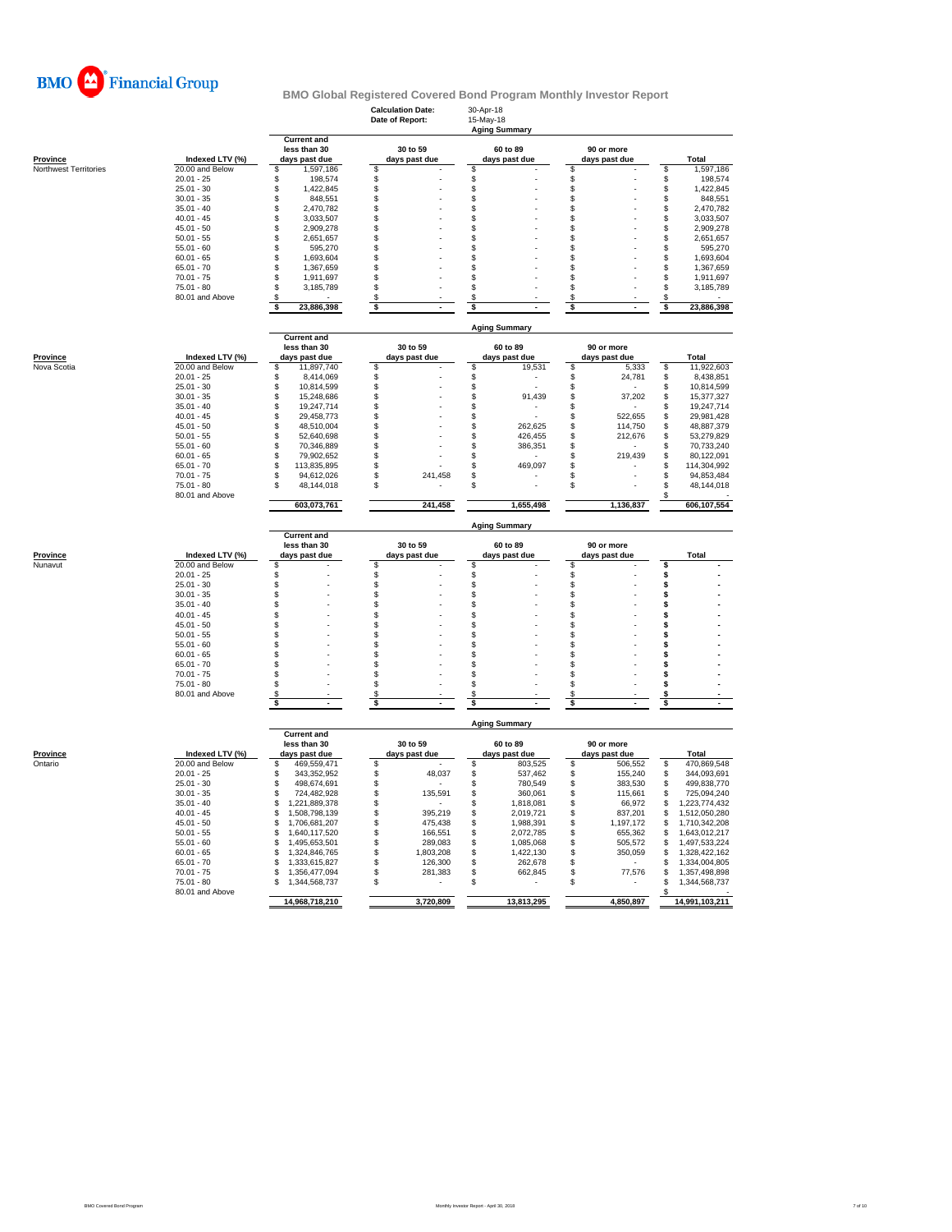BMO Financial Group

# BMO Global Registered Covered Bond Program Monthly Investor Report

**Calculation Date:** 30-Apr-18
**Date of Report:** 15-May-18

## Aging Summary

| Province | Indexed LTV (%) | Current and less than 30 days past due | 30 to 59 days past due | 60 to 89 days past due | 90 or more days past due | Total |
|---|---|---|---|---|---|---|
| Northwest Territories | 20.00 and Below | $ 1,597,186 | $ - | $ - | $ - | $ 1,597,186 |
| | 20.01 - 25 | $ 198,574 | $ - | $ - | $ - | $ 198,574 |
| | 25.01 - 30 | $ 1,422,845 | $ - | $ - | $ - | $ 1,422,845 |
| | 30.01 - 35 | $ 848,551 | $ - | $ - | $ - | $ 848,551 |
| | 35.01 - 40 | $ 2,470,782 | $ - | $ - | $ - | $ 2,470,782 |
| | 40.01 - 45 | $ 3,033,507 | $ - | $ - | $ - | $ 3,033,507 |
| | 45.01 - 50 | $ 2,909,278 | $ - | $ - | $ - | $ 2,909,278 |
| | 50.01 - 55 | $ 2,651,657 | $ - | $ - | $ - | $ 2,651,657 |
| | 55.01 - 60 | $ 595,270 | $ - | $ - | $ - | $ 595,270 |
| | 60.01 - 65 | $ 1,693,604 | $ - | $ - | $ - | $ 1,693,604 |
| | 65.01 - 70 | $ 1,367,659 | $ - | $ - | $ - | $ 1,367,659 |
| | 70.01 - 75 | $ 1,911,697 | $ - | $ - | $ - | $ 1,911,697 |
| | 75.01 - 80 | $ 3,185,789 | $ - | $ - | $ - | $ 3,185,789 |
| | 80.01 and Above | $ - | $ - | $ - | $ - | $ - |
| | | $ 23,886,398 | $ - | $ - | $ - | $ 23,886,398 |

## Aging Summary

| Province | Indexed LTV (%) | Current and less than 30 days past due | 30 to 59 days past due | 60 to 89 days past due | 90 or more days past due | Total |
|---|---|---|---|---|---|---|
| Nova Scotia | 20.00 and Below | $ 11,897,740 | $ - | $ 19,531 | $ 5,333 | $ 11,922,603 |
| | 20.01 - 25 | $ 8,414,069 | $ - | $ - | $ 24,781 | $ 8,438,851 |
| | 25.01 - 30 | $ 10,814,599 | $ - | $ - | $ - | $ 10,814,599 |
| | 30.01 - 35 | $ 15,248,686 | $ - | $ 91,439 | $ 37,202 | $ 15,377,327 |
| | 35.01 - 40 | $ 19,247,714 | $ - | $ - | $ - | $ 19,247,714 |
| | 40.01 - 45 | $ 29,458,773 | $ - | $ - | $ 522,655 | $ 29,981,428 |
| | 45.01 - 50 | $ 48,510,004 | $ - | $ 262,625 | $ 114,750 | $ 48,887,379 |
| | 50.01 - 55 | $ 52,640,698 | $ - | $ 426,455 | $ 212,676 | $ 53,279,829 |
| | 55.01 - 60 | $ 70,346,889 | $ - | $ 386,351 | $ - | $ 70,733,240 |
| | 60.01 - 65 | $ 79,902,652 | $ - | $ - | $ 219,439 | $ 80,122,091 |
| | 65.01 - 70 | $ 113,835,895 | $ - | $ 469,097 | $ - | $ 114,304,992 |
| | 70.01 - 75 | $ 94,612,026 | $ 241,458 | $ - | $ - | $ 94,853,484 |
| | 75.01 - 80 | $ 48,144,018 | $ - | $ - | $ - | $ 48,144,018 |
| | 80.01 and Above | | | | | $ - |
| | | 603,073,761 | 241,458 | 1,655,498 | 1,136,837 | 606,107,554 |

## Aging Summary

| Province | Indexed LTV (%) | Current and less than 30 days past due | 30 to 59 days past due | 60 to 89 days past due | 90 or more days past due | Total |
|---|---|---|---|---|---|---|
| Nunavut | 20.00 and Below | $ - | $ - | $ - | $ - | $ - |
| | 20.01 - 25 | $ - | $ - | $ - | $ - | $ - |
| | 25.01 - 30 | $ - | $ - | $ - | $ - | $ - |
| | 30.01 - 35 | $ - | $ - | $ - | $ - | $ - |
| | 35.01 - 40 | $ - | $ - | $ - | $ - | $ - |
| | 40.01 - 45 | $ - | $ - | $ - | $ - | $ - |
| | 45.01 - 50 | $ - | $ - | $ - | $ - | $ - |
| | 50.01 - 55 | $ - | $ - | $ - | $ - | $ - |
| | 55.01 - 60 | $ - | $ - | $ - | $ - | $ - |
| | 60.01 - 65 | $ - | $ - | $ - | $ - | $ - |
| | 65.01 - 70 | $ - | $ - | $ - | $ - | $ - |
| | 70.01 - 75 | $ - | $ - | $ - | $ - | $ - |
| | 75.01 - 80 | $ - | $ - | $ - | $ - | $ - |
| | 80.01 and Above | $ - | $ - | $ - | $ - | $ - |
| | | $ - | $ - | $ - | $ - | $ - |

## Aging Summary

| Province | Indexed LTV (%) | Current and less than 30 days past due | 30 to 59 days past due | 60 to 89 days past due | 90 or more days past due | Total |
|---|---|---|---|---|---|---|
| Ontario | 20.00 and Below | $ 469,559,471 | $ - | $ 803,525 | $ 506,552 | $ 470,869,548 |
| | 20.01 - 25 | $ 343,352,952 | $ 48,037 | $ 537,462 | $ 155,240 | $ 344,093,691 |
| | 25.01 - 30 | $ 498,674,691 | $ - | $ 780,549 | $ 383,530 | $ 499,838,770 |
| | 30.01 - 35 | $ 724,482,928 | $ 135,591 | $ 360,061 | $ 115,661 | $ 725,094,240 |
| | 35.01 - 40 | $ 1,221,889,378 | $ - | $ 1,818,081 | $ 66,972 | $ 1,223,774,432 |
| | 40.01 - 45 | $ 1,508,798,139 | $ 395,219 | $ 2,019,721 | $ 837,201 | $ 1,512,050,280 |
| | 45.01 - 50 | $ 1,706,681,207 | $ 475,438 | $ 1,988,391 | $ 1,197,172 | $ 1,710,342,208 |
| | 50.01 - 55 | $ 1,640,117,520 | $ 166,551 | $ 2,072,785 | $ 655,362 | $ 1,643,012,217 |
| | 55.01 - 60 | $ 1,495,653,501 | $ 289,083 | $ 1,085,068 | $ 505,572 | $ 1,497,533,224 |
| | 60.01 - 65 | $ 1,324,846,765 | $ 1,803,208 | $ 1,422,130 | $ 350,059 | $ 1,328,422,162 |
| | 65.01 - 70 | $ 1,333,615,827 | $ 126,300 | $ 262,678 | $ - | $ 1,334,004,805 |
| | 70.01 - 75 | $ 1,356,477,094 | $ 281,383 | $ 662,845 | $ 77,576 | $ 1,357,498,898 |
| | 75.01 - 80 | $ 1,344,568,737 | $ - | $ - | $ - | $ 1,344,568,737 |
| | 80.01 and Above | | | | | $ - |
| | | 14,968,718,210 | 3,720,809 | 13,813,295 | 4,850,897 | 14,991,103,211 |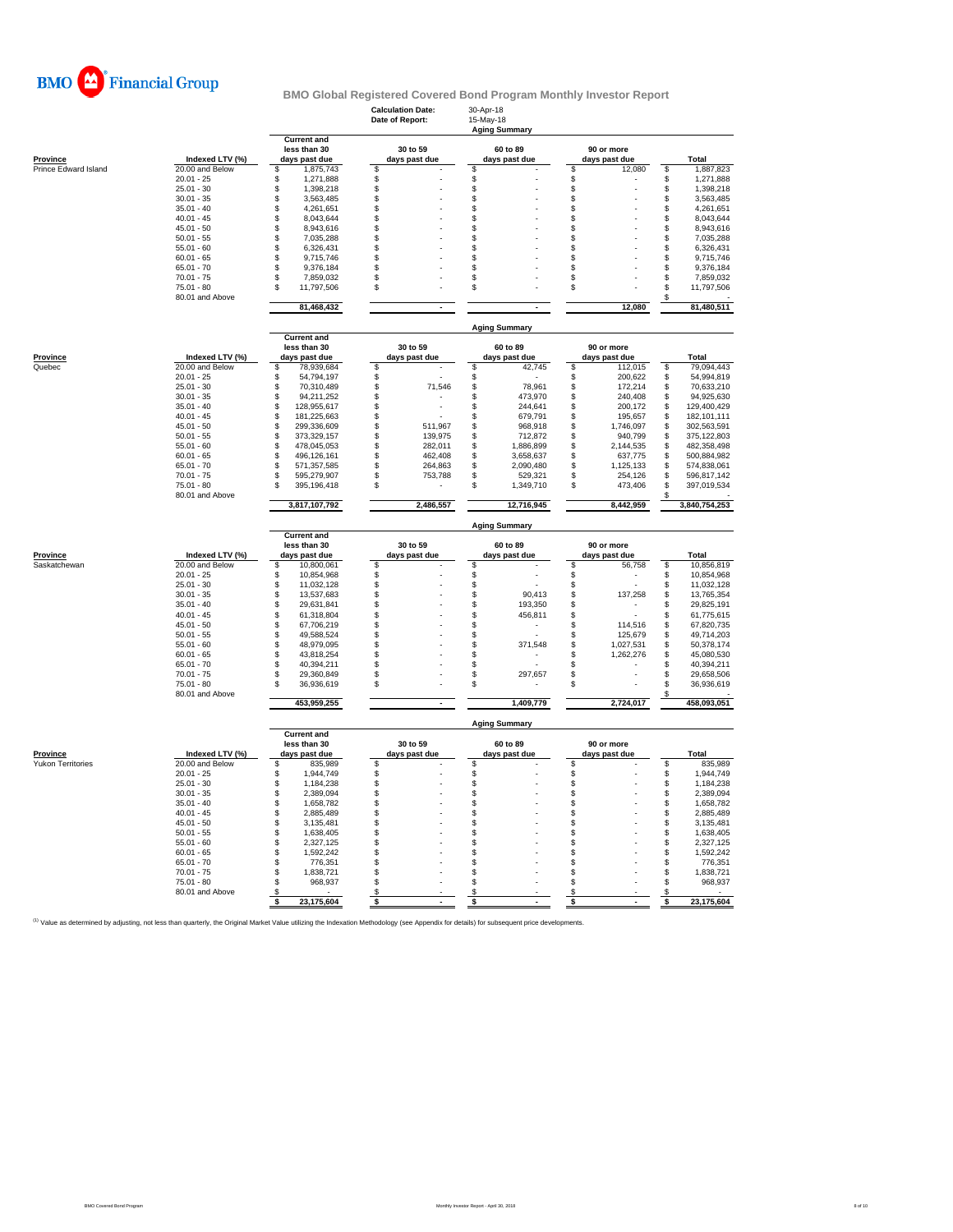**BMO Financial Group**

# BMO Global Registered Covered Bond Program Monthly Investor Report

**Calculation Date:** 30-Apr-18
**Date of Report:** 15-May-18

## Aging Summary

| Province | Indexed LTV (%) | Current and less than 30 days past due | 30 to 59 days past due | 60 to 89 days past due | 90 or more days past due | Total |
|---|---|---|---|---|---|---|
| Prince Edward Island | 20.00 and Below | $ 1,875,743 | $ - | $ - | $ 12,080 | $ 1,887,823 |
| | 20.01 - 25 | $ 1,271,888 | $ - | $ - | $ - | $ 1,271,888 |
| | 25.01 - 30 | $ 1,398,218 | $ - | $ - | $ - | $ 1,398,218 |
| | 30.01 - 35 | $ 3,563,485 | $ - | $ - | $ - | $ 3,563,485 |
| | 35.01 - 40 | $ 4,261,651 | $ - | $ - | $ - | $ 4,261,651 |
| | 40.01 - 45 | $ 8,043,644 | $ - | $ - | $ - | $ 8,043,644 |
| | 45.01 - 50 | $ 8,943,616 | $ - | $ - | $ - | $ 8,943,616 |
| | 50.01 - 55 | $ 7,035,288 | $ - | $ - | $ - | $ 7,035,288 |
| | 55.01 - 60 | $ 6,326,431 | $ - | $ - | $ - | $ 6,326,431 |
| | 60.01 - 65 | $ 9,715,746 | $ - | $ - | $ - | $ 9,715,746 |
| | 65.01 - 70 | $ 9,376,184 | $ - | $ - | $ - | $ 9,376,184 |
| | 70.01 - 75 | $ 7,859,032 | $ - | $ - | $ - | $ 7,859,032 |
| | 75.01 - 80 | $ 11,797,506 | $ - | $ - | $ - | $ 11,797,506 |
| | 80.01 and Above | | | | | $ - |
| | | 81,468,432 | - | - | 12,080 | 81,480,511 |

## Aging Summary

| Province | Indexed LTV (%) | Current and less than 30 days past due | 30 to 59 days past due | 60 to 89 days past due | 90 or more days past due | Total |
|---|---|---|---|---|---|---|
| Quebec | 20.00 and Below | $ 78,939,684 | $ - | $ 42,745 | $ 112,015 | $ 79,094,443 |
| | 20.01 - 25 | $ 54,794,197 | $ - | $ - | $ 200,622 | $ 54,994,819 |
| | 25.01 - 30 | $ 70,310,489 | $ 71,546 | $ 78,961 | $ 172,214 | $ 70,633,210 |
| | 30.01 - 35 | $ 94,211,252 | $ - | $ 473,970 | $ 240,408 | $ 94,925,630 |
| | 35.01 - 40 | $ 128,955,617 | $ - | $ 244,641 | $ 200,172 | $ 129,400,429 |
| | 40.01 - 45 | $ 181,225,663 | $ - | $ 679,791 | $ 195,657 | $ 182,101,111 |
| | 45.01 - 50 | $ 299,336,609 | $ 511,967 | $ 968,918 | $ 1,746,097 | $ 302,563,591 |
| | 50.01 - 55 | $ 373,329,157 | $ 139,975 | $ 712,872 | $ 940,799 | $ 375,122,803 |
| | 55.01 - 60 | $ 478,045,053 | $ 282,011 | $ 1,886,899 | $ 2,144,535 | $ 482,358,498 |
| | 60.01 - 65 | $ 496,126,161 | $ 462,408 | $ 3,658,637 | $ 637,775 | $ 500,884,982 |
| | 65.01 - 70 | $ 571,357,585 | $ 264,863 | $ 2,090,480 | $ 1,125,133 | $ 574,838,061 |
| | 70.01 - 75 | $ 595,279,907 | $ 753,788 | $ 529,321 | $ 254,126 | $ 596,817,142 |
| | 75.01 - 80 | $ 395,196,418 | $ - | $ 1,349,710 | $ 473,406 | $ 397,019,534 |
| | 80.01 and Above | | | | | $ - |
| | | 3,817,107,792 | 2,486,557 | 12,716,945 | 8,442,959 | 3,840,754,253 |

## Aging Summary

| Province | Indexed LTV (%) | Current and less than 30 days past due | 30 to 59 days past due | 60 to 89 days past due | 90 or more days past due | Total |
|---|---|---|---|---|---|---|
| Saskatchewan | 20.00 and Below | $ 10,800,061 | $ - | $ - | $ 56,758 | $ 10,856,819 |
| | 20.01 - 25 | $ 10,854,968 | $ - | $ - | $ - | $ 10,854,968 |
| | 25.01 - 30 | $ 11,032,128 | $ - | $ - | $ - | $ 11,032,128 |
| | 30.01 - 35 | $ 13,537,683 | $ - | $ 90,413 | $ 137,258 | $ 13,765,354 |
| | 35.01 - 40 | $ 29,631,841 | $ - | $ 193,350 | $ - | $ 29,825,191 |
| | 40.01 - 45 | $ 61,318,804 | $ - | $ 456,811 | $ - | $ 61,775,615 |
| | 45.01 - 50 | $ 67,706,219 | $ - | $ - | $ 114,516 | $ 67,820,735 |
| | 50.01 - 55 | $ 49,588,524 | $ - | $ - | $ 125,679 | $ 49,714,203 |
| | 55.01 - 60 | $ 48,979,095 | $ - | $ 371,548 | $ 1,027,531 | $ 50,378,174 |
| | 60.01 - 65 | $ 43,818,254 | $ - | $ - | $ 1,262,276 | $ 45,080,530 |
| | 65.01 - 70 | $ 40,394,211 | $ - | $ - | $ - | $ 40,394,211 |
| | 70.01 - 75 | $ 29,360,849 | $ - | $ 297,657 | $ - | $ 29,658,506 |
| | 75.01 - 80 | $ 36,936,619 | $ - | $ - | $ - | $ 36,936,619 |
| | 80.01 and Above | | | | | $ - |
| | | 453,959,255 | - | 1,409,779 | 2,724,017 | 458,093,051 |

## Aging Summary

| Province | Indexed LTV (%) | Current and less than 30 days past due | 30 to 59 days past due | 60 to 89 days past due | 90 or more days past due | Total |
|---|---|---|---|---|---|---|
| Yukon Territories | 20.00 and Below | $ 835,989 | $ - | $ - | $ - | $ 835,989 |
| | 20.01 - 25 | $ 1,944,749 | $ - | $ - | $ - | $ 1,944,749 |
| | 25.01 - 30 | $ 1,184,238 | $ - | $ - | $ - | $ 1,184,238 |
| | 30.01 - 35 | $ 2,389,094 | $ - | $ - | $ - | $ 2,389,094 |
| | 35.01 - 40 | $ 1,658,782 | $ - | $ - | $ - | $ 1,658,782 |
| | 40.01 - 45 | $ 2,885,489 | $ - | $ - | $ - | $ 2,885,489 |
| | 45.01 - 50 | $ 3,135,481 | $ - | $ - | $ - | $ 3,135,481 |
| | 50.01 - 55 | $ 1,638,405 | $ - | $ - | $ - | $ 1,638,405 |
| | 55.01 - 60 | $ 2,327,125 | $ - | $ - | $ - | $ 2,327,125 |
| | 60.01 - 65 | $ 1,592,242 | $ - | $ - | $ - | $ 1,592,242 |
| | 65.01 - 70 | $ 776,351 | $ - | $ - | $ - | $ 776,351 |
| | 70.01 - 75 | $ 1,838,721 | $ - | $ - | $ - | $ 1,838,721 |
| | 75.01 - 80 | $ 968,937 | $ - | $ - | $ - | $ 968,937 |
| | 80.01 and Above | $ - | $ - | $ - | $ - | $ - |
| | | $ 23,175,604 | $ - | $ - | $ - | $ 23,175,604 |

[1] Value as determined by adjusting, not less than quarterly, the Original Market Value utilizing the Indexation Methodology (see Appendix for details) for subsequent price developments.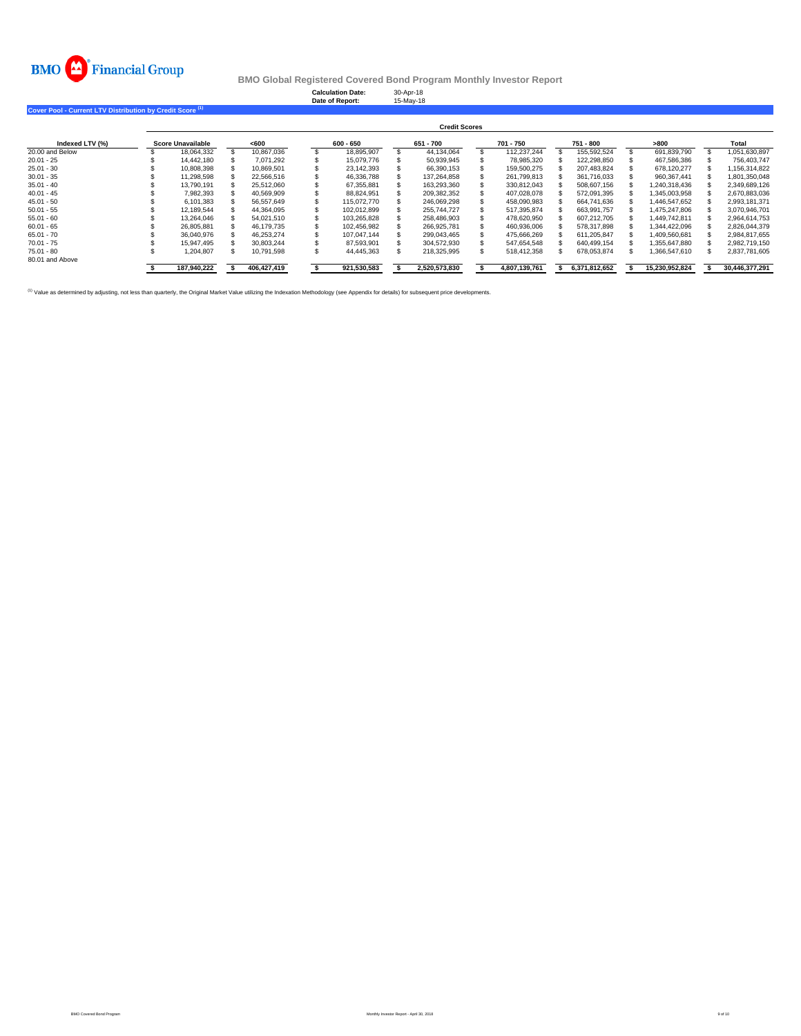BMO Financial Group

## BMO Global Registered Covered Bond Program Monthly Investor Report

**Calculation Date:** 30-Apr-18
**Date of Report:** 15-May-18

### Cover Pool - Current LTV Distribution by Credit Score [(1)]

| | Credit Scores | | | | | | | |
|---|---|---|---|---|---|---|---|---|
| **Indexed LTV (%)** | **Score Unavailable** | **<600** | **600 - 650** | **651 - 700** | **701 - 750** | **751 - 800** | **>800** | **Total** |
| 20.00 and Below | $ 18,064,332 | $ 10,867,036 | $ 18,895,907 | $ 44,134,064 | $ 112,237,244 | $ 155,592,524 | $ 691,839,790 | $ 1,051,630,897 |
| 20.01 - 25 | $ 14,442,180 | $ 7,071,292 | $ 15,079,776 | $ 50,939,945 | $ 78,985,320 | $ 122,298,850 | $ 467,586,386 | $ 756,403,747 |
| 25.01 - 30 | $ 10,808,398 | $ 10,869,501 | $ 23,142,393 | $ 66,390,153 | $ 159,500,275 | $ 207,483,824 | $ 678,120,277 | $ 1,156,314,822 |
| 30.01 - 35 | $ 11,298,598 | $ 22,566,516 | $ 46,336,788 | $ 137,264,858 | $ 261,799,813 | $ 361,716,033 | $ 960,367,441 | $ 1,801,350,048 |
| 35.01 - 40 | $ 13,790,191 | $ 25,512,060 | $ 67,355,881 | $ 163,293,360 | $ 330,812,043 | $ 508,607,156 | $ 1,240,318,436 | $ 2,349,689,126 |
| 40.01 - 45 | $ 7,982,393 | $ 40,569,909 | $ 88,824,951 | $ 209,382,352 | $ 407,028,078 | $ 572,091,395 | $ 1,345,003,958 | $ 2,670,883,036 |
| 45.01 - 50 | $ 6,101,383 | $ 56,557,649 | $ 115,072,770 | $ 246,069,298 | $ 458,090,983 | $ 664,741,636 | $ 1,446,547,652 | $ 2,993,181,371 |
| 50.01 - 55 | $ 12,189,544 | $ 44,364,095 | $ 102,012,899 | $ 255,744,727 | $ 517,395,874 | $ 663,991,757 | $ 1,475,247,806 | $ 3,070,946,701 |
| 55.01 - 60 | $ 13,264,046 | $ 54,021,510 | $ 103,265,828 | $ 258,486,903 | $ 478,620,950 | $ 607,212,705 | $ 1,449,742,811 | $ 2,964,614,753 |
| 60.01 - 65 | $ 26,805,881 | $ 46,179,735 | $ 102,456,982 | $ 266,925,781 | $ 460,936,006 | $ 578,317,898 | $ 1,344,422,096 | $ 2,826,044,379 |
| 65.01 - 70 | $ 36,040,976 | $ 46,253,274 | $ 107,047,144 | $ 299,043,465 | $ 475,666,269 | $ 611,205,847 | $ 1,409,560,681 | $ 2,984,817,655 |
| 70.01 - 75 | $ 15,947,495 | $ 30,803,244 | $ 87,593,901 | $ 304,572,930 | $ 547,654,548 | $ 640,499,154 | $ 1,355,647,880 | $ 2,982,719,150 |
| 75.01 - 80 | $ 1,204,807 | $ 10,791,598 | $ 44,445,363 | $ 218,325,995 | $ 518,412,358 | $ 678,053,874 | $ 1,366,547,610 | $ 2,837,781,605 |
| 80.01 and Above | | | | | | | | |
| | **$ 187,940,222** | **$ 406,427,419** | **$ 921,530,583** | **$ 2,520,573,830** | **$ 4,807,139,761** | **$ 6,371,812,652** | **$ 15,230,952,824** | **$ 30,446,377,291** |

[(1)] Value as determined by adjusting, not less than quarterly, the Original Market Value utilizing the Indexation Methodology (see Appendix for details) for subsequent price developments.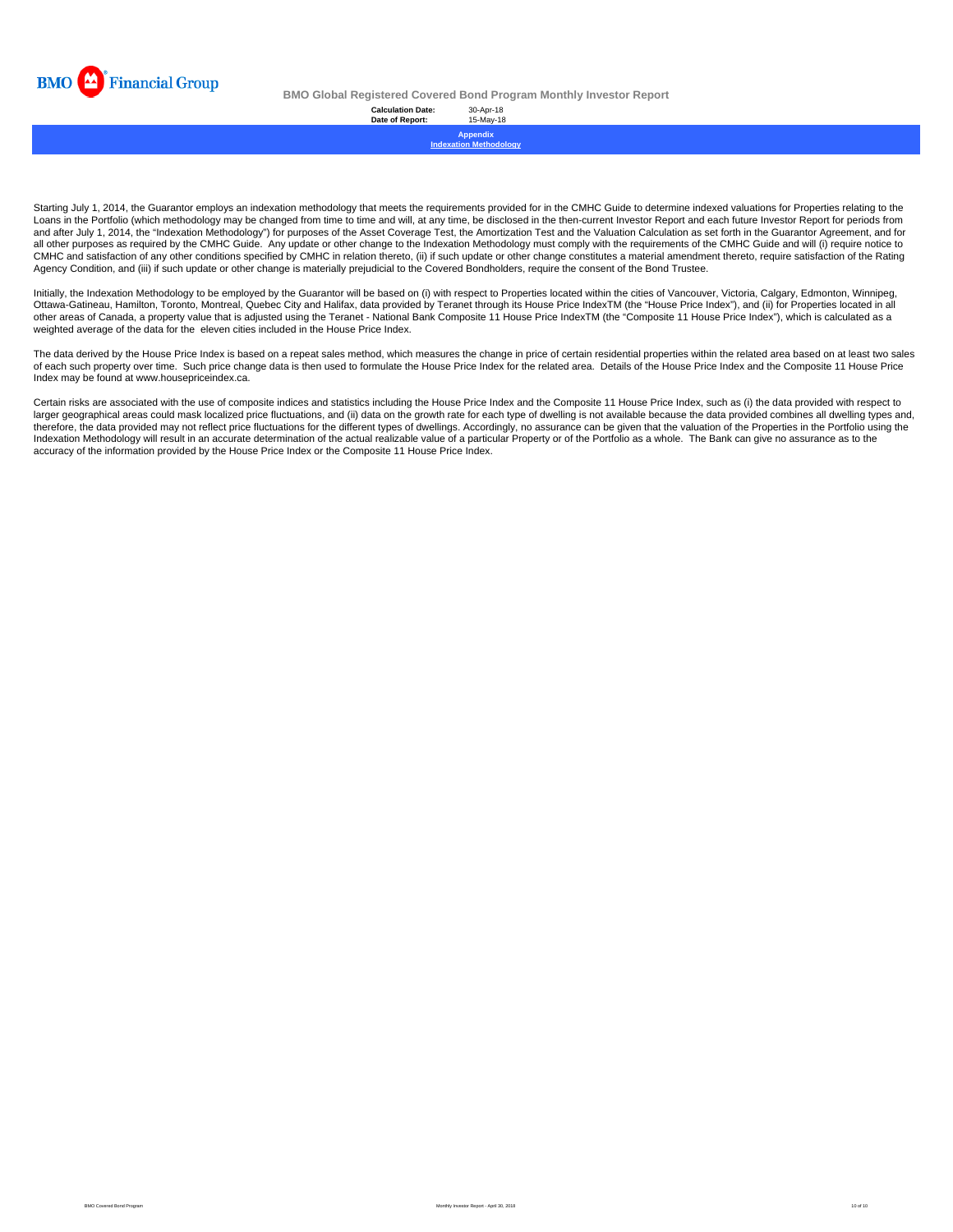**BMO Global Registered Covered Bond Program Monthly Investor Report**

**Calculation Date:** 30-Apr-18
**Date of Report:** 15-May-18

## Appendix
### Indexation Methodology

Starting July 1, 2014, the Guarantor employs an indexation methodology that meets the requirements provided for in the CMHC Guide to determine indexed valuations for Properties relating to the Loans in the Portfolio (which methodology may be changed from time to time and will, at any time, be disclosed in the then-current Investor Report and each future Investor Report for periods from and after July 1, 2014, the "Indexation Methodology") for purposes of the Asset Coverage Test, the Amortization Test and the Valuation Calculation as set forth in the Guarantor Agreement, and for all other purposes as required by the CMHC Guide. Any update or other change to the Indexation Methodology must comply with the requirements of the CMHC Guide and will (i) require notice to CMHC and satisfaction of any other conditions specified by CMHC in relation thereto, (ii) if such update or other change constitutes a material amendment thereto, require satisfaction of the Rating Agency Condition, and (iii) if such update or other change is materially prejudicial to the Covered Bondholders, require the consent of the Bond Trustee.

Initially, the Indexation Methodology to be employed by the Guarantor will be based on (i) with respect to Properties located within the cities of Vancouver, Victoria, Calgary, Edmonton, Winnipeg, Ottawa-Gatineau, Hamilton, Toronto, Montreal, Quebec City and Halifax, data provided by Teranet through its House Price IndexTM (the "House Price Index"), and (ii) for Properties located in all other areas of Canada, a property value that is adjusted using the Teranet - National Bank Composite 11 House Price IndexTM (the "Composite 11 House Price Index"), which is calculated as a weighted average of the data for the eleven cities included in the House Price Index.

The data derived by the House Price Index is based on a repeat sales method, which measures the change in price of certain residential properties within the related area based on at least two sales of each such property over time. Such price change data is then used to formulate the House Price Index for the related area. Details of the House Price Index and the Composite 11 House Price Index may be found at www.housepriceindex.ca.

Certain risks are associated with the use of composite indices and statistics including the House Price Index and the Composite 11 House Price Index, such as (i) the data provided with respect to larger geographical areas could mask localized price fluctuations, and (ii) data on the growth rate for each type of dwelling is not available because the data provided combines all dwelling types and, therefore, the data provided may not reflect price fluctuations for the different types of dwellings. Accordingly, no assurance can be given that the valuation of the Properties in the Portfolio using the Indexation Methodology will result in an accurate determination of the actual realizable value of a particular Property or of the Portfolio as a whole. The Bank can give no assurance as to the accuracy of the information provided by the House Price Index or the Composite 11 House Price Index.